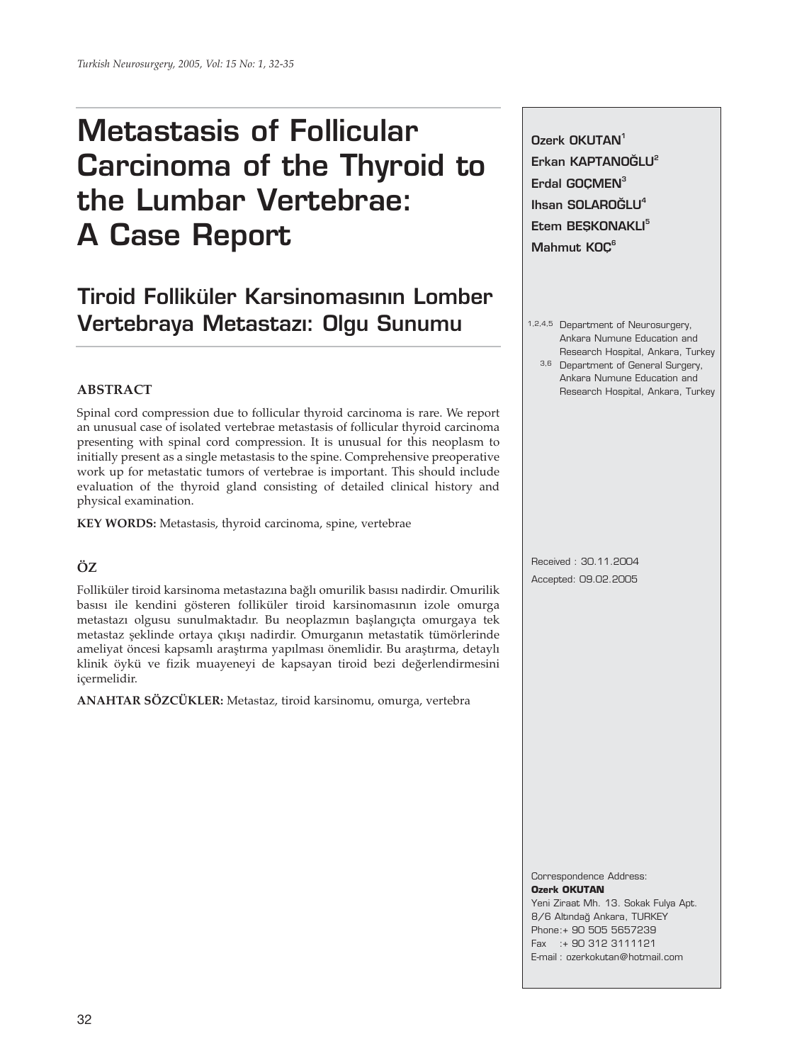# Metastasis of Follicular Carcinoma of the Thyroid to the Lumbar Vertebrae: A Case Report

## Tiroid Folliküler Karsinomasının Lomber Vertebraya Metastazı: Olgu Sunumu

Ozerk OKUTAN[1]
Erkan KAPTANOĞLU[2]
Erdal GOÇMEN[3]
Ihsan SOLAROĞLU[4]
Etem BEŞKONAKLI[5]
Mahmut KOÇ[6]

[1,2,4,5] Department of Neurosurgery, Ankara Numune Education and Research Hospital, Ankara, Turkey
[3,6] Department of General Surgery, Ankara Numune Education and Research Hospital, Ankara, Turkey

Received : 30.11.2004
Accepted: 09.02.2005

### ABSTRACT

Spinal cord compression due to follicular thyroid carcinoma is rare. We report an unusual case of isolated vertebrae metastasis of follicular thyroid carcinoma presenting with spinal cord compression. It is unusual for this neoplasm to initially present as a single metastasis to the spine. Comprehensive preoperative work up for metastatic tumors of vertebrae is important. This should include evaluation of the thyroid gland consisting of detailed clinical history and physical examination.

**KEY WORDS:** Metastasis, thyroid carcinoma, spine, vertebrae

### ÖZ

Folliküler tiroid karsinoma metastazına bağlı omurilik basısı nadirdir. Omurilik basısı ile kendini gösteren folliküler tiroid karsinomasının izole omurga metastazı olgusu sunulmaktadır. Bu neoplazmın başlangıçta omurgaya tek metastaz şeklinde ortaya çıkışı nadirdir. Omurganın metastatik tümörlerinde ameliyat öncesi kapsamlı araştırma yapılması önemlidir. Bu araştırma, detaylı klinik öykü ve fizik muayeneyi de kapsayan tiroid bezi değerlendirmesini içermelidir.

**ANAHTAR SÖZCÜKLER:** Metastaz, tiroid karsinomu, omurga, vertebra

Correspondence Address:
**Ozerk OKUTAN**
Yeni Ziraat Mh. 13. Sokak Fulya Apt. 8/6 Altındağ Ankara, TURKEY
Phone:+ 90 505 5657239
Fax :+ 90 312 3111121
E-mail : ozerkokutan@hotmail.com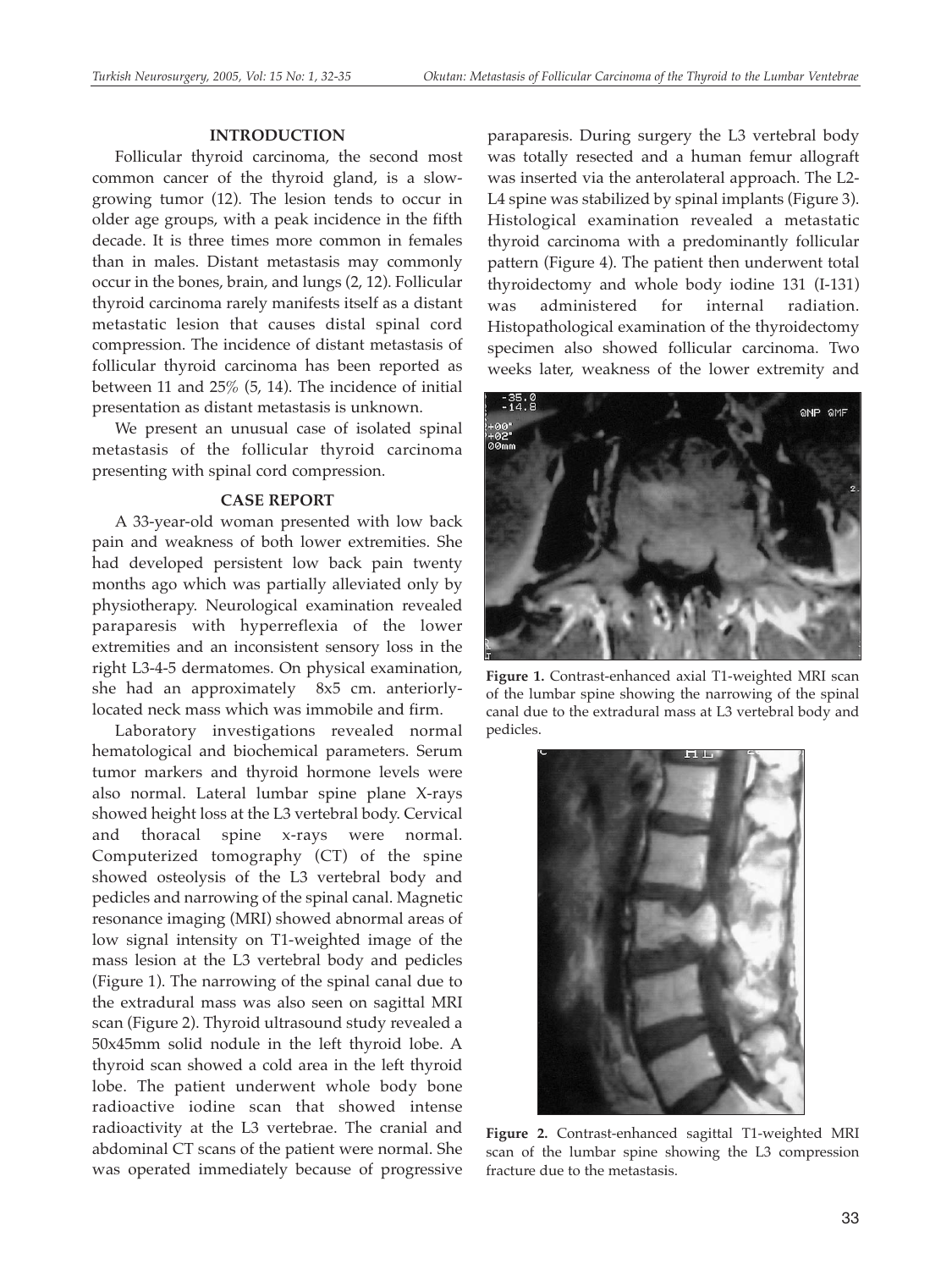## INTRODUCTION

Follicular thyroid carcinoma, the second most common cancer of the thyroid gland, is a slow-growing tumor (12). The lesion tends to occur in older age groups, with a peak incidence in the fifth decade. It is three times more common in females than in males. Distant metastasis may commonly occur in the bones, brain, and lungs (2, 12). Follicular thyroid carcinoma rarely manifests itself as a distant metastatic lesion that causes distal spinal cord compression. The incidence of distant metastasis of follicular thyroid carcinoma has been reported as between 11 and 25% (5, 14). The incidence of initial presentation as distant metastasis is unknown.

We present an unusual case of isolated spinal metastasis of the follicular thyroid carcinoma presenting with spinal cord compression.

## CASE REPORT

A 33-year-old woman presented with low back pain and weakness of both lower extremities. She had developed persistent low back pain twenty months ago which was partially alleviated only by physiotherapy. Neurological examination revealed paraparesis with hyperreflexia of the lower extremities and an inconsistent sensory loss in the right L3-4-5 dermatomes. On physical examination, she had an approximately 8x5 cm. anteriorly-located neck mass which was immobile and firm.

Laboratory investigations revealed normal hematological and biochemical parameters. Serum tumor markers and thyroid hormone levels were also normal. Lateral lumbar spine plane X-rays showed height loss at the L3 vertebral body. Cervical and thoracal spine x-rays were normal. Computerized tomography (CT) of the spine showed osteolysis of the L3 vertebral body and pedicles and narrowing of the spinal canal. Magnetic resonance imaging (MRI) showed abnormal areas of low signal intensity on T1-weighted image of the mass lesion at the L3 vertebral body and pedicles (Figure 1). The narrowing of the spinal canal due to the extradural mass was also seen on sagittal MRI scan (Figure 2). Thyroid ultrasound study revealed a 50x45mm solid nodule in the left thyroid lobe. A thyroid scan showed a cold area in the left thyroid lobe. The patient underwent whole body bone radioactive iodine scan that showed intense radioactivity at the L3 vertebrae. The cranial and abdominal CT scans of the patient were normal. She was operated immediately because of progressive paraparesis. During surgery the L3 vertebral body was totally resected and a human femur allograft was inserted via the anterolateral approach. The L2-L4 spine was stabilized by spinal implants (Figure 3). Histological examination revealed a metastatic thyroid carcinoma with a predominantly follicular pattern (Figure 4). The patient then underwent total thyroidectomy and whole body iodine 131 (I-131) was administered for internal radiation. Histopathological examination of the thyroidectomy specimen also showed follicular carcinoma. Two weeks later, weakness of the lower extremity and

**Figure 1.** Contrast-enhanced axial T1-weighted MRI scan of the lumbar spine showing the narrowing of the spinal canal due to the extradural mass at L3 vertebral body and pedicles.

**Figure 2.** Contrast-enhanced sagittal T1-weighted MRI scan of the lumbar spine showing the L3 compression fracture due to the metastasis.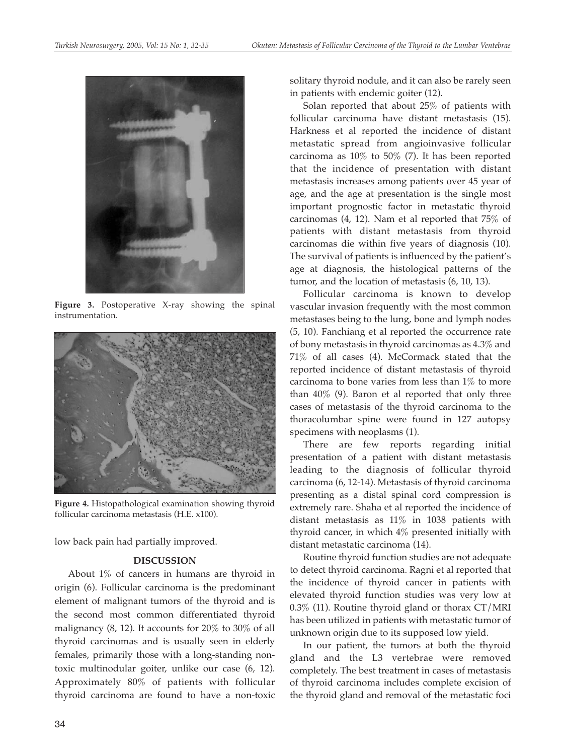Figure 3. Postoperative X-ray showing the spinal instrumentation.

Figure 4. Histopathological examination showing thyroid follicular carcinoma metastasis (H.E. x100).

low back pain had partially improved.

## DISCUSSION

About 1% of cancers in humans are thyroid in origin (6). Follicular carcinoma is the predominant element of malignant tumors of the thyroid and is the second most common differentiated thyroid malignancy (8, 12). It accounts for 20% to 30% of all thyroid carcinomas and is usually seen in elderly females, primarily those with a long-standing non-toxic multinodular goiter, unlike our case (6, 12). Approximately 80% of patients with follicular thyroid carcinoma are found to have a non-toxic solitary thyroid nodule, and it can also be rarely seen in patients with endemic goiter (12).

Solan reported that about 25% of patients with follicular carcinoma have distant metastasis (15). Harkness et al reported the incidence of distant metastatic spread from angioinvasive follicular carcinoma as 10% to 50% (7). It has been reported that the incidence of presentation with distant metastasis increases among patients over 45 year of age, and the age at presentation is the single most important prognostic factor in metastatic thyroid carcinomas (4, 12). Nam et al reported that 75% of patients with distant metastasis from thyroid carcinomas die within five years of diagnosis (10). The survival of patients is influenced by the patient's age at diagnosis, the histological patterns of the tumor, and the location of metastasis (6, 10, 13).

Follicular carcinoma is known to develop vascular invasion frequently with the most common metastases being to the lung, bone and lymph nodes (5, 10). Fanchiang et al reported the occurrence rate of bony metastasis in thyroid carcinomas as 4.3% and 71% of all cases (4). McCormack stated that the reported incidence of distant metastasis of thyroid carcinoma to bone varies from less than 1% to more than 40% (9). Baron et al reported that only three cases of metastasis of the thyroid carcinoma to the thoracolumbar spine were found in 127 autopsy specimens with neoplasms (1).

There are few reports regarding initial presentation of a patient with distant metastasis leading to the diagnosis of follicular thyroid carcinoma (6, 12-14). Metastasis of thyroid carcinoma presenting as a distal spinal cord compression is extremely rare. Shaha et al reported the incidence of distant metastasis as 11% in 1038 patients with thyroid cancer, in which 4% presented initially with distant metastatic carcinoma (14).

Routine thyroid function studies are not adequate to detect thyroid carcinoma. Ragni et al reported that the incidence of thyroid cancer in patients with elevated thyroid function studies was very low at 0.3% (11). Routine thyroid gland or thorax CT/MRI has been utilized in patients with metastatic tumor of unknown origin due to its supposed low yield.

In our patient, the tumors at both the thyroid gland and the L3 vertebrae were removed completely. The best treatment in cases of metastasis of thyroid carcinoma includes complete excision of the thyroid gland and removal of the metastatic foci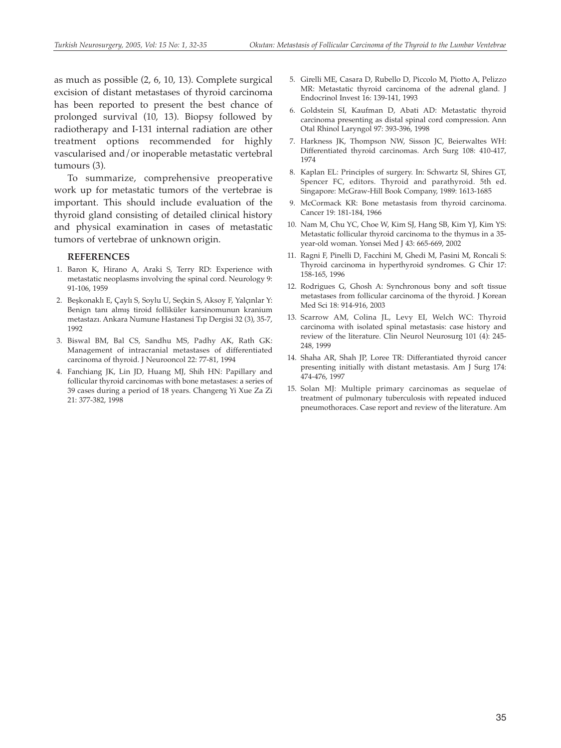as much as possible (2, 6, 10, 13). Complete surgical excision of distant metastases of thyroid carcinoma has been reported to present the best chance of prolonged survival (10, 13). Biopsy followed by radiotherapy and I-131 internal radiation are other treatment options recommended for highly vascularised and/or inoperable metastatic vertebral tumours (3).

To summarize, comprehensive preoperative work up for metastatic tumors of the vertebrae is important. This should include evaluation of the thyroid gland consisting of detailed clinical history and physical examination in cases of metastatic tumors of vertebrae of unknown origin.

## REFERENCES

1. Baron K, Hirano A, Araki S, Terry RD: Experience with metastatic neoplasms involving the spinal cord. Neurology 9: 91-106, 1959
2. Beşkonaklı E, Çaylı S, Soylu U, Seçkin S, Aksoy F, Yalçınlar Y: Benign tanı almış tiroid folliküler karsinomunun kranium metastazı. Ankara Numune Hastanesi Tıp Dergisi 32 (3), 35-7, 1992
3. Biswal BM, Bal CS, Sandhu MS, Padhy AK, Rath GK: Management of intracranial metastases of differentiated carcinoma of thyroid. J Neurooncol 22: 77-81, 1994
4. Fanchiang JK, Lin JD, Huang MJ, Shih HN: Papillary and follicular thyroid carcinomas with bone metastases: a series of 39 cases during a period of 18 years. Changeng Yi Xue Za Zi 21: 377-382, 1998
5. Girelli ME, Casara D, Rubello D, Piccolo M, Piotto A, Pelizzo MR: Metastatic thyroid carcinoma of the adrenal gland. J Endocrinol Invest 16: 139-141, 1993
6. Goldstein SI, Kaufman D, Abati AD: Metastatic thyroid carcinoma presenting as distal spinal cord compression. Ann Otal Rhinol Laryngol 97: 393-396, 1998
7. Harkness JK, Thompson NW, Sisson JC, Beierwaltes WH: Differentiated thyroid carcinomas. Arch Surg 108: 410-417, 1974
8. Kaplan EL: Principles of surgery. In: Schwartz SI, Shires GT, Spencer FC, editors. Thyroid and parathyroid. 5th ed. Singapore: McGraw-Hill Book Company, 1989: 1613-1685
9. McCormack KR: Bone metastasis from thyroid carcinoma. Cancer 19: 181-184, 1966
10. Nam M, Chu YC, Choe W, Kim SJ, Hang SB, Kim YJ, Kim YS: Metastatic follicular thyroid carcinoma to the thymus in a 35-year-old woman. Yonsei Med J 43: 665-669, 2002
11. Ragni F, Pinelli D, Facchini M, Ghedi M, Pasini M, Roncali S: Thyroid carcinoma in hyperthyroid syndromes. G Chir 17: 158-165, 1996
12. Rodrigues G, Ghosh A: Synchronous bony and soft tissue metastases from follicular carcinoma of the thyroid. J Korean Med Sci 18: 914-916, 2003
13. Scarrow AM, Colina JL, Levy EI, Welch WC: Thyroid carcinoma with isolated spinal metastasis: case history and review of the literature. Clin Neurol Neurosurg 101 (4): 245-248, 1999
14. Shaha AR, Shah JP, Loree TR: Differantiated thyroid cancer presenting initially with distant metastasis. Am J Surg 174: 474-476, 1997
15. Solan MJ: Multiple primary carcinomas as sequelae of treatment of pulmonary tuberculosis with repeated induced pneumothoraces. Case report and review of the literature. Am